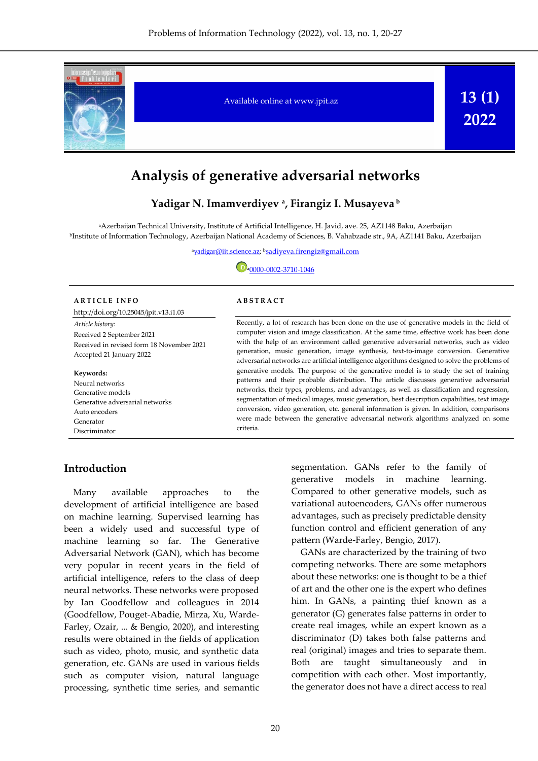Available online at www.jpit.az

13 (1) 2022

# Analysis of generative adversarial networks

**Yadigar N. Imamverdiyev [a], Firangiz I. Musayeva [b]**

[a]Azerbaijan Technical University, Institute of Artificial Intelligence, H. Javid, ave. 25, AZ1148 Baku, Azerbaijan
[b]Institute of Information Technology, Azerbaijan National Academy of Sciences, B. Vahabzade str., 9A, AZ1141 Baku, Azerbaijan

[a]yadigar@iit.science.az; [b]sadiyeva.firengiz@gmail.com

[a]0000-0002-3710-1046

**ARTICLE INFO**

http://doi.org/10.25045/jpit.v13.i1.03

*Article history:*
Received 2 September 2021
Received in revised form 18 November 2021
Accepted 21 January 2022

**Keywords:**
Neural networks
Generative models
Generative adversarial networks
Auto encoders
Generator
Discriminator

**ABSTRACT**

Recently, a lot of research has been done on the use of generative models in the field of computer vision and image classification. At the same time, effective work has been done with the help of an environment called generative adversarial networks, such as video generation, music generation, image synthesis, text-to-image conversion. Generative adversarial networks are artificial intelligence algorithms designed to solve the problems of generative models. The purpose of the generative model is to study the set of training patterns and their probable distribution. The article discusses generative adversarial networks, their types, problems, and advantages, as well as classification and regression, segmentation of medical images, music generation, best description capabilities, text image conversion, video generation, etc. general information is given. In addition, comparisons were made between the generative adversarial network algorithms analyzed on some criteria.

## Introduction

Many available approaches to the development of artificial intelligence are based on machine learning. Supervised learning has been a widely used and successful type of machine learning so far. The Generative Adversarial Network (GAN), which has become very popular in recent years in the field of artificial intelligence, refers to the class of deep neural networks. These networks were proposed by Ian Goodfellow and colleagues in 2014 (Goodfellow, Pouget-Abadie, Mirza, Xu, Warde-Farley, Ozair, ... & Bengio, 2020), and interesting results were obtained in the fields of application such as video, photo, music, and synthetic data generation, etc. GANs are used in various fields such as computer vision, natural language processing, synthetic time series, and semantic segmentation. GANs refer to the family of generative models in machine learning. Compared to other generative models, such as variational autoencoders, GANs offer numerous advantages, such as precisely predictable density function control and efficient generation of any pattern (Warde-Farley, Bengio, 2017).

GANs are characterized by the training of two competing networks. There are some metaphors about these networks: one is thought to be a thief of art and the other one is the expert who defines him. In GANs, a painting thief known as a generator (G) generates false patterns in order to create real images, while an expert known as a discriminator (D) takes both false patterns and real (original) images and tries to separate them. Both are taught simultaneously and in competition with each other. Most importantly, the generator does not have a direct access to real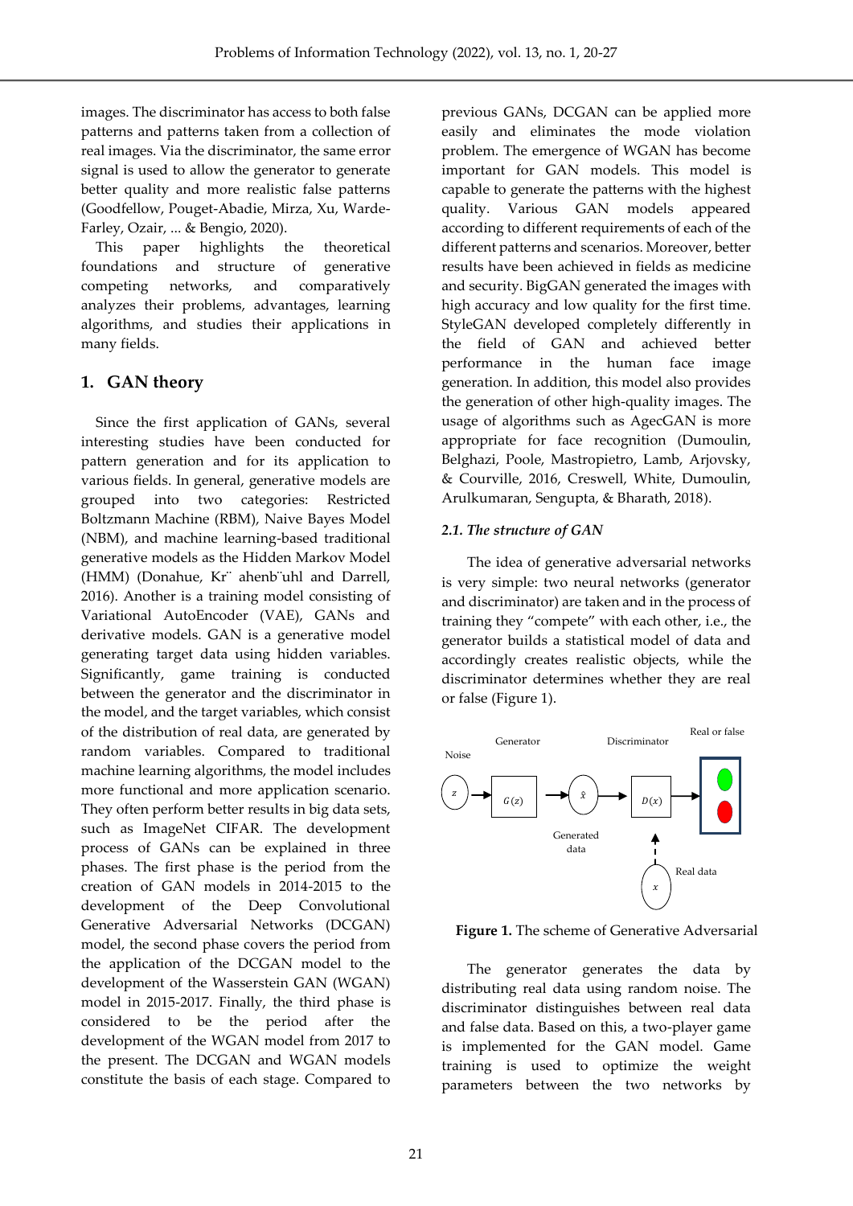images. The discriminator has access to both false patterns and patterns taken from a collection of real images. Via the discriminator, the same error signal is used to allow the generator to generate better quality and more realistic false patterns (Goodfellow, Pouget-Abadie, Mirza, Xu, Warde-Farley, Ozair, ... & Bengio, 2020).

This paper highlights the theoretical foundations and structure of generative competing networks, and comparatively analyzes their problems, advantages, learning algorithms, and studies their applications in many fields.

## 1. GAN theory

Since the first application of GANs, several interesting studies have been conducted for pattern generation and for its application to various fields. In general, generative models are grouped into two categories: Restricted Boltzmann Machine (RBM), Naive Bayes Model (NBM), and machine learning-based traditional generative models as the Hidden Markov Model (HMM) (Donahue, Kr¨ ahenb¨uhl and Darrell, 2016). Another is a training model consisting of Variational AutoEncoder (VAE), GANs and derivative models. GAN is a generative model generating target data using hidden variables. Significantly, game training is conducted between the generator and the discriminator in the model, and the target variables, which consist of the distribution of real data, are generated by random variables. Compared to traditional machine learning algorithms, the model includes more functional and more application scenario. They often perform better results in big data sets, such as ImageNet CIFAR. The development process of GANs can be explained in three phases. The first phase is the period from the creation of GAN models in 2014-2015 to the development of the Deep Convolutional Generative Adversarial Networks (DCGAN) model, the second phase covers the period from the application of the DCGAN model to the development of the Wasserstein GAN (WGAN) model in 2015-2017. Finally, the third phase is considered to be the period after the development of the WGAN model from 2017 to the present. The DCGAN and WGAN models constitute the basis of each stage. Compared to previous GANs, DCGAN can be applied more easily and eliminates the mode violation problem. The emergence of WGAN has become important for GAN models. This model is capable to generate the patterns with the highest quality. Various GAN models appeared according to different requirements of each of the different patterns and scenarios. Moreover, better results have been achieved in fields as medicine and security. BigGAN generated the images with high accuracy and low quality for the first time. StyleGAN developed completely differently in the field of GAN and achieved better performance in the human face image generation. In addition, this model also provides the generation of other high-quality images. The usage of algorithms such as AgecGAN is more appropriate for face recognition (Dumoulin, Belghazi, Poole, Mastropietro, Lamb, Arjovsky, & Courville, 2016, Creswell, White, Dumoulin, Arulkumaran, Sengupta, & Bharath, 2018).

### *2.1. The structure of GAN*

The idea of generative adversarial networks is very simple: two neural networks (generator and discriminator) are taken and in the process of training they "compete" with each other, i.e., the generator builds a statistical model of data and accordingly creates realistic objects, while the discriminator determines whether they are real or false (Figure 1).

Noise
Generator
Discriminator
Real or false
$z$
$G(z)$
$\hat{x}$
$D(x)$
Generated data
Real data
$x$

**Figure 1.** The scheme of Generative Adversarial

The generator generates the data by distributing real data using random noise. The discriminator distinguishes between real data and false data. Based on this, a two-player game is implemented for the GAN model. Game training is used to optimize the weight parameters between the two networks by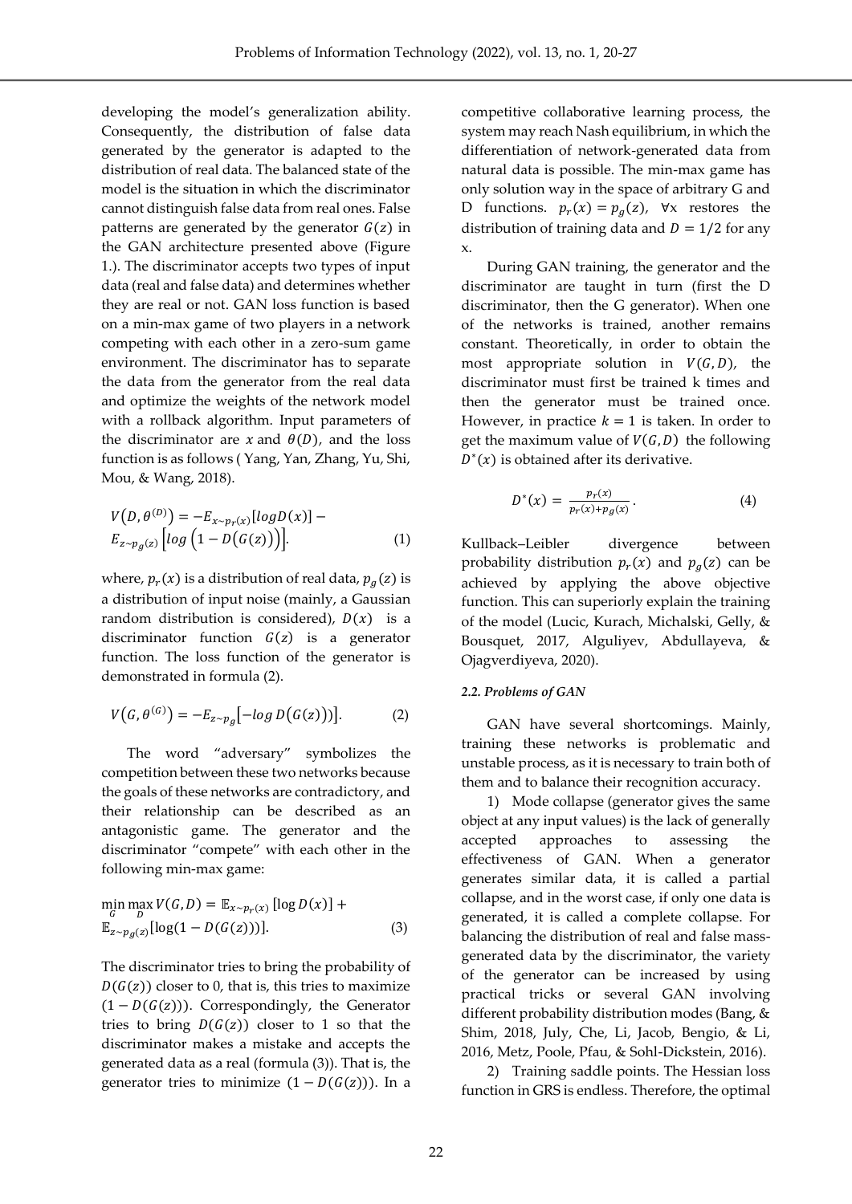developing the model's generalization ability. Consequently, the distribution of false data generated by the generator is adapted to the distribution of real data. The balanced state of the model is the situation in which the discriminator cannot distinguish false data from real ones. False patterns are generated by the generator $G(z)$ in the GAN architecture presented above (Figure 1.). The discriminator accepts two types of input data (real and false data) and determines whether they are real or not. GAN loss function is based on a min-max game of two players in a network competing with each other in a zero-sum game environment. The discriminator has to separate the data from the generator from the real data and optimize the weights of the network model with a rollback algorithm. Input parameters of the discriminator are $x$ and $\theta(D)$, and the loss function is as follows ( Yang, Yan, Zhang, Yu, Shi, Mou, & Wang, 2018).

$$V\left(D, \theta^{(D)}\right) = -E_{x \sim p_r(x)}[log D(x)] - E_{z \sim p_g(z)}\left[log\left(1 - D\left(G(z)\right)\right)\right]. \quad (1)$$

where, $p_r(x)$ is a distribution of real data, $p_g(z)$ is a distribution of input noise (mainly, a Gaussian random distribution is considered), $D(x)$ is a discriminator function $G(z)$ is a generator function. The loss function of the generator is demonstrated in formula (2).

$$V\left(G, \theta^{(G)}\right) = -E_{z \sim p_g}\left[-log\, D\left(G(z)\right)\right]. \quad (2)$$

The word "adversary" symbolizes the competition between these two networks because the goals of these networks are contradictory, and their relationship can be described as an antagonistic game. The generator and the discriminator "compete" with each other in the following min-max game:

$$\min_G \max_D V(G, D) = \mathbb{E}_{x \sim p_r(x)} [\log D(x)] + \mathbb{E}_{z \sim p_g(z)}[\log(1 - D(G(z)))]. \quad (3)$$

The discriminator tries to bring the probability of $D(G(z))$ closer to 0, that is, this tries to maximize $(1 - D(G(z)))$. Correspondingly, the Generator tries to bring $D(G(z))$ closer to 1 so that the discriminator makes a mistake and accepts the generated data as a real (formula (3)). That is, the generator tries to minimize $(1 - D(G(z)))$. In a competitive collaborative learning process, the system may reach Nash equilibrium, in which the differentiation of network-generated data from natural data is possible. The min-max game has only solution way in the space of arbitrary G and D functions. $p_r(x) = p_g(z)$, $\forall$x restores the distribution of training data and $D = 1/2$ for any x.

During GAN training, the generator and the discriminator are taught in turn (first the D discriminator, then the G generator). When one of the networks is trained, another remains constant. Theoretically, in order to obtain the most appropriate solution in $V(G, D)$, the discriminator must first be trained k times and then the generator must be trained once. However, in practice $k = 1$ is taken. In order to get the maximum value of $V(G, D)$ the following $D^*(x)$ is obtained after its derivative.

$$D^*(x) = \frac{p_r(x)}{p_r(x) + p_g(x)}. \quad (4)$$

Kullback–Leibler divergence between probability distribution $p_r(x)$ and $p_g(z)$ can be achieved by applying the above objective function. This can superiorly explain the training of the model (Lucic, Kurach, Michalski, Gelly, & Bousquet, 2017, Alguliyev, Abdullayeva, & Ojagverdiyeva, 2020).

### *2.2. Problems of GAN*

GAN have several shortcomings. Mainly, training these networks is problematic and unstable process, as it is necessary to train both of them and to balance their recognition accuracy.

1) Mode collapse (generator gives the same object at any input values) is the lack of generally accepted approaches to assessing the effectiveness of GAN. When a generator generates similar data, it is called a partial collapse, and in the worst case, if only one data is generated, it is called a complete collapse. For balancing the distribution of real and false mass-generated data by the discriminator, the variety of the generator can be increased by using practical tricks or several GAN involving different probability distribution modes (Bang, & Shim, 2018, July, Che, Li, Jacob, Bengio, & Li, 2016, Metz, Poole, Pfau, & Sohl-Dickstein, 2016).

2) Training saddle points. The Hessian loss function in GRS is endless. Therefore, the optimal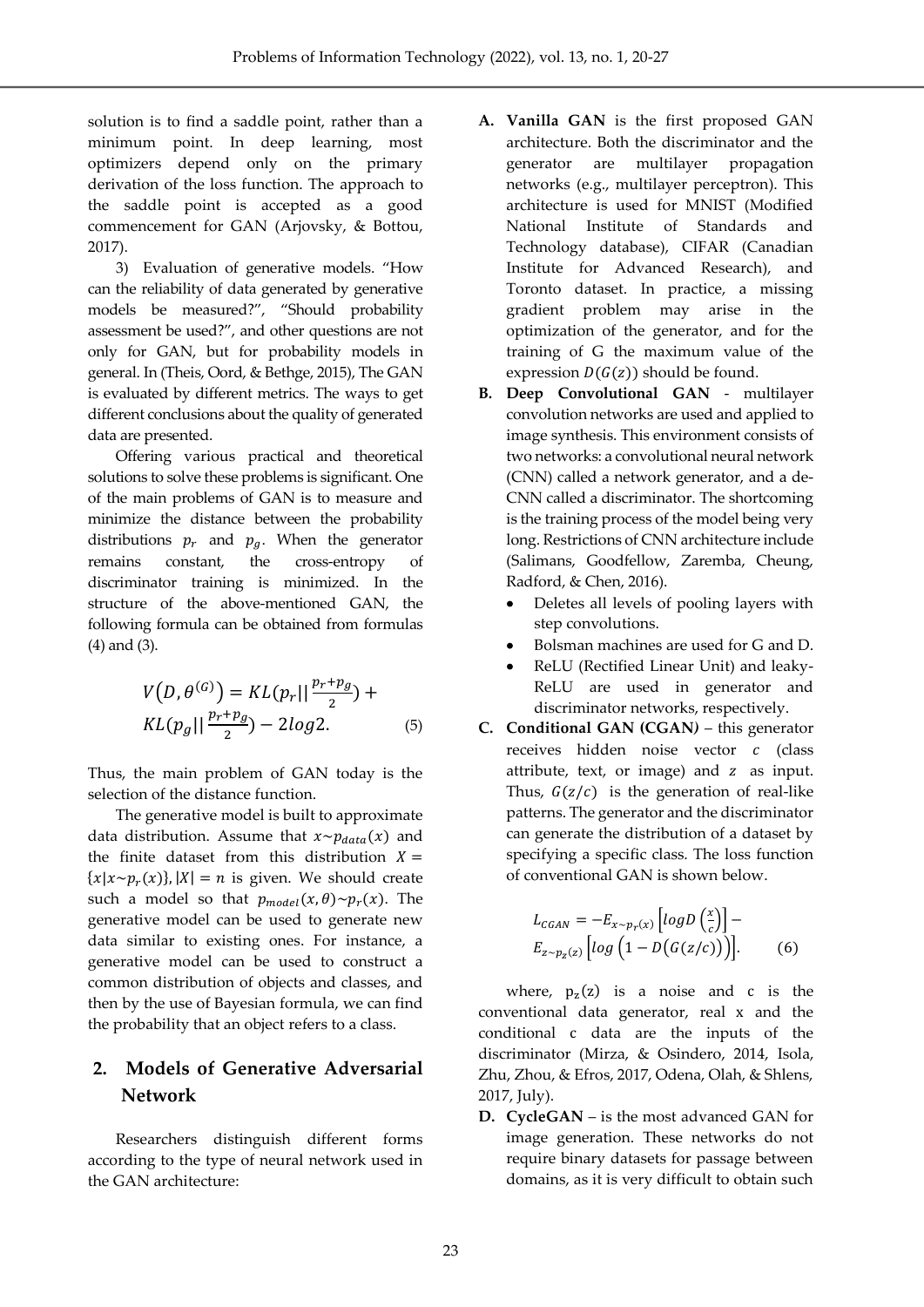solution is to find a saddle point, rather than a minimum point. In deep learning, most optimizers depend only on the primary derivation of the loss function. The approach to the saddle point is accepted as a good commencement for GAN (Arjovsky, & Bottou, 2017).

3) Evaluation of generative models. "How can the reliability of data generated by generative models be measured?", "Should probability assessment be used?", and other questions are not only for GAN, but for probability models in general. In (Theis, Oord, & Bethge, 2015), The GAN is evaluated by different metrics. The ways to get different conclusions about the quality of generated data are presented.

Offering various practical and theoretical solutions to solve these problems is significant. One of the main problems of GAN is to measure and minimize the distance between the probability distributions $p_r$ and $p_g$. When the generator remains constant, the cross-entropy of discriminator training is minimized. In the structure of the above-mentioned GAN, the following formula can be obtained from formulas (4) and (3).

$$V\left(D, \theta^{(G)}\right) = KL(p_r || \tfrac{p_r+p_g}{2}) + KL(p_g || \tfrac{p_r+p_g}{2}) - 2log2. \quad (5)$$

Thus, the main problem of GAN today is the selection of the distance function.

The generative model is built to approximate data distribution. Assume that $x \sim p_{data}(x)$ and the finite dataset from this distribution $X = \{x | x \sim p_r(x)\}, |X| = n$ is given. We should create such a model so that $p_{model}(x, \theta) \sim p_r(x)$. The generative model can be used to generate new data similar to existing ones. For instance, a generative model can be used to construct a common distribution of objects and classes, and then by the use of Bayesian formula, we can find the probability that an object refers to a class.

## 2. Models of Generative Adversarial Network

Researchers distinguish different forms according to the type of neural network used in the GAN architecture:

**A. Vanilla GAN** is the first proposed GAN architecture. Both the discriminator and the generator are multilayer propagation networks (e.g., multilayer perceptron). This architecture is used for MNIST (Modified National Institute of Standards and Technology database), CIFAR (Canadian Institute for Advanced Research), and Toronto dataset. In practice, a missing gradient problem may arise in the optimization of the generator, and for the training of G the maximum value of the expression $D(G(z))$ should be found.

**B. Deep Convolutional GAN** - multilayer convolution networks are used and applied to image synthesis. This environment consists of two networks: a convolutional neural network (CNN) called a network generator, and a de-CNN called a discriminator. The shortcoming is the training process of the model being very long. Restrictions of CNN architecture include (Salimans, Goodfellow, Zaremba, Cheung, Radford, & Chen, 2016).

- Deletes all levels of pooling layers with step convolutions.
- Bolsman machines are used for G and D.
- ReLU (Rectified Linear Unit) and leaky-ReLU are used in generator and discriminator networks, respectively.

**C. Conditional GAN (CGAN)** – this generator receives hidden noise vector $c$ (class attribute, text, or image) and $z$ as input. Thus, $G(z/c)$ is the generation of real-like patterns. The generator and the discriminator can generate the distribution of a dataset by specifying a specific class. The loss function of conventional GAN is shown below.

$$L_{CGAN} = -E_{x \sim p_r(x)}\left[logD\left(\frac{x}{c}\right)\right] - E_{z \sim p_z(z)}\left[log\left(1 - D\big(G(z/c)\big)\right)\right]. \quad (6)$$

where, $p_z(z)$ is a noise and c is the conventional data generator, real x and the conditional c data are the inputs of the discriminator (Mirza, & Osindero, 2014, Isola, Zhu, Zhou, & Efros, 2017, Odena, Olah, & Shlens, 2017, July).

**D. CycleGAN** – is the most advanced GAN for image generation. These networks do not require binary datasets for passage between domains, as it is very difficult to obtain such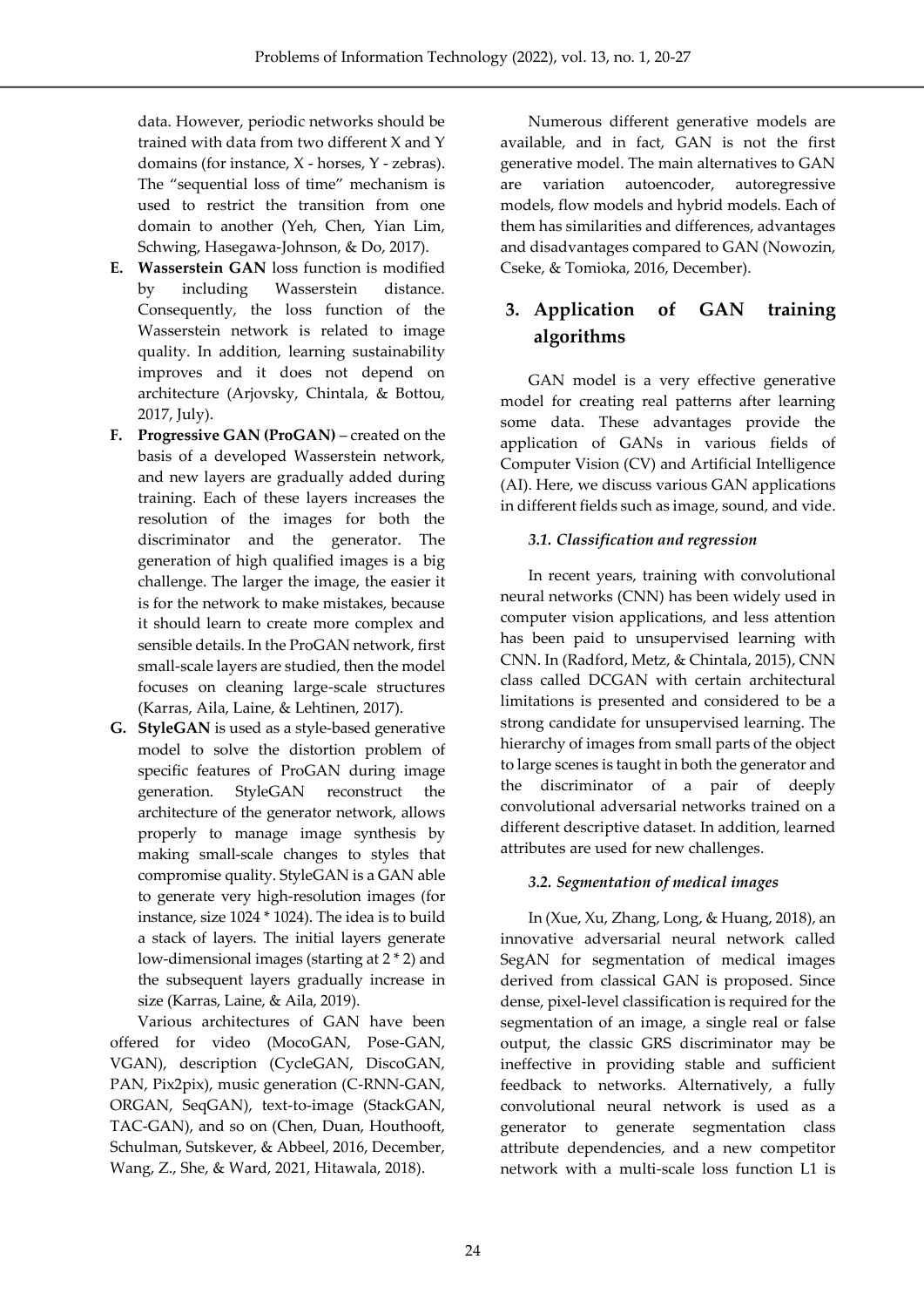data. However, periodic networks should be trained with data from two different X and Y domains (for instance, X - horses, Y - zebras). The "sequential loss of time" mechanism is used to restrict the transition from one domain to another (Yeh, Chen, Yian Lim, Schwing, Hasegawa-Johnson, & Do, 2017).

E. **Wasserstein GAN** loss function is modified by including Wasserstein distance. Consequently, the loss function of the Wasserstein network is related to image quality. In addition, learning sustainability improves and it does not depend on architecture (Arjovsky, Chintala, & Bottou, 2017, July).

F. **Progressive GAN (ProGAN)** – created on the basis of a developed Wasserstein network, and new layers are gradually added during training. Each of these layers increases the resolution of the images for both the discriminator and the generator. The generation of high qualified images is a big challenge. The larger the image, the easier it is for the network to make mistakes, because it should learn to create more complex and sensible details. In the ProGAN network, first small-scale layers are studied, then the model focuses on cleaning large-scale structures (Karras, Aila, Laine, & Lehtinen, 2017).

G. **StyleGAN** is used as a style-based generative model to solve the distortion problem of specific features of ProGAN during image generation. StyleGAN reconstruct the architecture of the generator network, allows properly to manage image synthesis by making small-scale changes to styles that compromise quality. StyleGAN is a GAN able to generate very high-resolution images (for instance, size 1024 * 1024). The idea is to build a stack of layers. The initial layers generate low-dimensional images (starting at 2 * 2) and the subsequent layers gradually increase in size (Karras, Laine, & Aila, 2019).

Various architectures of GAN have been offered for video (MocoGAN, Pose-GAN, VGAN), description (CycleGAN, DiscoGAN, PAN, Pix2pix), music generation (C-RNN-GAN, ORGAN, SeqGAN), text-to-image (StackGAN, TAC-GAN), and so on (Chen, Duan, Houthooft, Schulman, Sutskever, & Abbeel, 2016, December, Wang, Z., She, & Ward, 2021, Hitawala, 2018).

Numerous different generative models are available, and in fact, GAN is not the first generative model. The main alternatives to GAN are variation autoencoder, autoregressive models, flow models and hybrid models. Each of them has similarities and differences, advantages and disadvantages compared to GAN (Nowozin, Cseke, & Tomioka, 2016, December).

## 3. Application of GAN training algorithms

GAN model is a very effective generative model for creating real patterns after learning some data. These advantages provide the application of GANs in various fields of Computer Vision (CV) and Artificial Intelligence (AI). Here, we discuss various GAN applications in different fields such as image, sound, and vide.

### *3.1. Classification and regression*

In recent years, training with convolutional neural networks (CNN) has been widely used in computer vision applications, and less attention has been paid to unsupervised learning with CNN. In (Radford, Metz, & Chintala, 2015), CNN class called DCGAN with certain architectural limitations is presented and considered to be a strong candidate for unsupervised learning. The hierarchy of images from small parts of the object to large scenes is taught in both the generator and the discriminator of a pair of deeply convolutional adversarial networks trained on a different descriptive dataset. In addition, learned attributes are used for new challenges.

### *3.2. Segmentation of medical images*

In (Xue, Xu, Zhang, Long, & Huang, 2018), an innovative adversarial neural network called SegAN for segmentation of medical images derived from classical GAN is proposed. Since dense, pixel-level classification is required for the segmentation of an image, a single real or false output, the classic GRS discriminator may be ineffective in providing stable and sufficient feedback to networks. Alternatively, a fully convolutional neural network is used as a generator to generate segmentation class attribute dependencies, and a new competitor network with a multi-scale loss function L1 is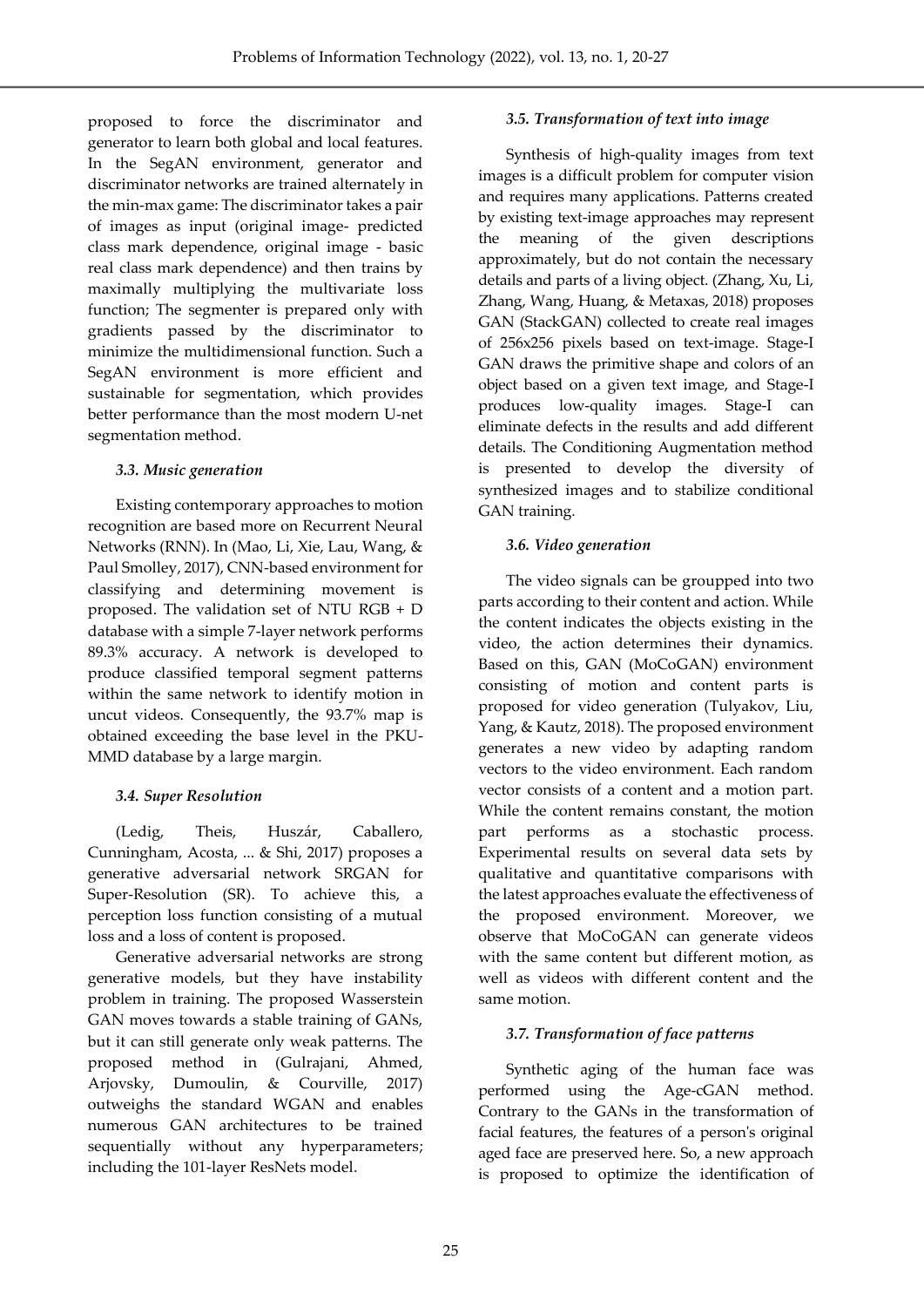proposed to force the discriminator and generator to learn both global and local features. In the SegAN environment, generator and discriminator networks are trained alternately in the min-max game: The discriminator takes a pair of images as input (original image- predicted class mark dependence, original image - basic real class mark dependence) and then trains by maximally multiplying the multivariate loss function; The segmenter is prepared only with gradients passed by the discriminator to minimize the multidimensional function. Such a SegAN environment is more efficient and sustainable for segmentation, which provides better performance than the most modern U-net segmentation method.

### *3.3. Music generation*

Existing contemporary approaches to motion recognition are based more on Recurrent Neural Networks (RNN). In (Mao, Li, Xie, Lau, Wang, & Paul Smolley, 2017), CNN-based environment for classifying and determining movement is proposed. The validation set of NTU RGB + D database with a simple 7-layer network performs 89.3% accuracy. A network is developed to produce classified temporal segment patterns within the same network to identify motion in uncut videos. Consequently, the 93.7% map is obtained exceeding the base level in the PKU-MMD database by a large margin.

### *3.4. Super Resolution*

(Ledig, Theis, Huszár, Caballero, Cunningham, Acosta, ... & Shi, 2017) proposes a generative adversarial network SRGAN for Super-Resolution (SR). To achieve this, a perception loss function consisting of a mutual loss and a loss of content is proposed.

Generative adversarial networks are strong generative models, but they have instability problem in training. The proposed Wasserstein GAN moves towards a stable training of GANs, but it can still generate only weak patterns. The proposed method in (Gulrajani, Ahmed, Arjovsky, Dumoulin, & Courville, 2017) outweighs the standard WGAN and enables numerous GAN architectures to be trained sequentially without any hyperparameters; including the 101-layer ResNets model.

### *3.5. Transformation of text into image*

Synthesis of high-quality images from text images is a difficult problem for computer vision and requires many applications. Patterns created by existing text-image approaches may represent the meaning of the given descriptions approximately, but do not contain the necessary details and parts of a living object. (Zhang, Xu, Li, Zhang, Wang, Huang, & Metaxas, 2018) proposes GAN (StackGAN) collected to create real images of 256x256 pixels based on text-image. Stage-I GAN draws the primitive shape and colors of an object based on a given text image, and Stage-I produces low-quality images. Stage-I can eliminate defects in the results and add different details. The Conditioning Augmentation method is presented to develop the diversity of synthesized images and to stabilize conditional GAN training.

### *3.6. Video generation*

The video signals can be groupped into two parts according to their content and action. While the content indicates the objects existing in the video, the action determines their dynamics. Based on this, GAN (MoCoGAN) environment consisting of motion and content parts is proposed for video generation (Tulyakov, Liu, Yang, & Kautz, 2018). The proposed environment generates a new video by adapting random vectors to the video environment. Each random vector consists of a content and a motion part. While the content remains constant, the motion part performs as a stochastic process. Experimental results on several data sets by qualitative and quantitative comparisons with the latest approaches evaluate the effectiveness of the proposed environment. Moreover, we observe that MoCoGAN can generate videos with the same content but different motion, as well as videos with different content and the same motion.

### *3.7. Transformation of face patterns*

Synthetic aging of the human face was performed using the Age-cGAN method. Contrary to the GANs in the transformation of facial features, the features of a person's original aged face are preserved here. So, a new approach is proposed to optimize the identification of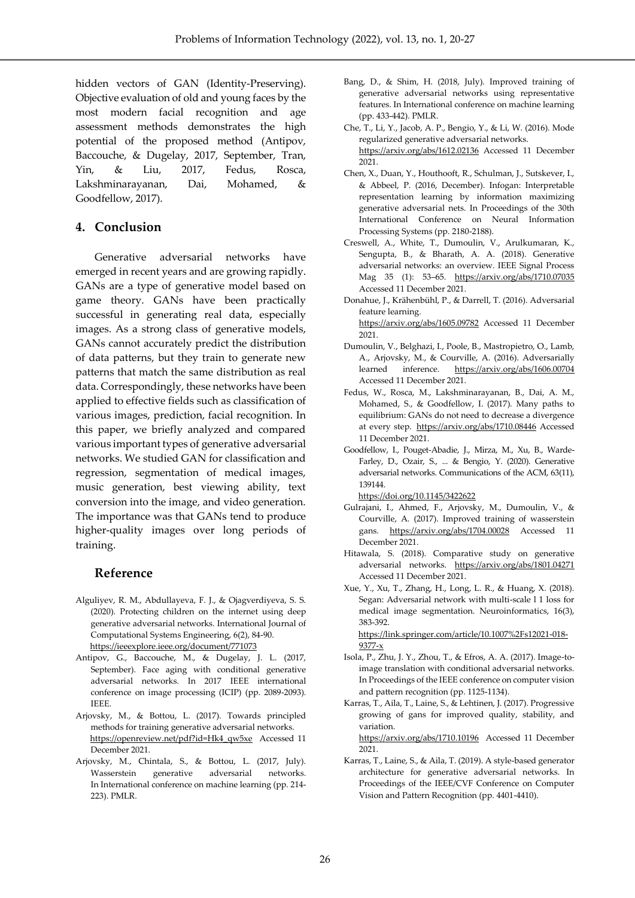hidden vectors of GAN (Identity-Preserving). Objective evaluation of old and young faces by the most modern facial recognition and age assessment methods demonstrates the high potential of the proposed method (Antipov, Baccouche, & Dugelay, 2017, September, Tran, Yin, & Liu, 2017, Fedus, Rosca, Lakshminarayanan, Dai, Mohamed, & Goodfellow, 2017).

## 4. Conclusion

Generative adversarial networks have emerged in recent years and are growing rapidly. GANs are a type of generative model based on game theory. GANs have been practically successful in generating real data, especially images. As a strong class of generative models, GANs cannot accurately predict the distribution of data patterns, but they train to generate new patterns that match the same distribution as real data. Correspondingly, these networks have been applied to effective fields such as classification of various images, prediction, facial recognition. In this paper, we briefly analyzed and compared various important types of generative adversarial networks. We studied GAN for classification and regression, segmentation of medical images, music generation, best viewing ability, text conversion into the image, and video generation. The importance was that GANs tend to produce higher-quality images over long periods of training.

## Reference

- Alguliyev, R. M., Abdullayeva, F. J., & Ojagverdiyeva, S. S. (2020). Protecting children on the internet using deep generative adversarial networks. International Journal of Computational Systems Engineering, 6(2), 84-90. https://ieeexplore.ieee.org/document/771073
- Antipov, G., Baccouche, M., & Dugelay, J. L. (2017, September). Face aging with conditional generative adversarial networks. In 2017 IEEE international conference on image processing (ICIP) (pp. 2089-2093). IEEE.
- Arjovsky, M., & Bottou, L. (2017). Towards principled methods for training generative adversarial networks. https://openreview.net/pdf?id=Hk4_qw5xe Accessed 11 December 2021.
- Arjovsky, M., Chintala, S., & Bottou, L. (2017, July). Wasserstein generative adversarial networks. In International conference on machine learning (pp. 214-223). PMLR.
- Bang, D., & Shim, H. (2018, July). Improved training of generative adversarial networks using representative features. In International conference on machine learning (pp. 433-442). PMLR.
- Che, T., Li, Y., Jacob, A. P., Bengio, Y., & Li, W. (2016). Mode regularized generative adversarial networks. https://arxiv.org/abs/1612.02136 Accessed 11 December 2021.
- Chen, X., Duan, Y., Houthooft, R., Schulman, J., Sutskever, I., & Abbeel, P. (2016, December). Infogan: Interpretable representation learning by information maximizing generative adversarial nets. In Proceedings of the 30th International Conference on Neural Information Processing Systems (pp. 2180-2188).
- Creswell, A., White, T., Dumoulin, V., Arulkumaran, K., Sengupta, B., & Bharath, A. A. (2018). Generative adversarial networks: an overview. IEEE Signal Process Mag 35 (1): 53–65. https://arxiv.org/abs/1710.07035 Accessed 11 December 2021.
- Donahue, J., Krähenbühl, P., & Darrell, T. (2016). Adversarial feature learning. https://arxiv.org/abs/1605.09782 Accessed 11 December 2021.
- Dumoulin, V., Belghazi, I., Poole, B., Mastropietro, O., Lamb, A., Arjovsky, M., & Courville, A. (2016). Adversarially learned inference. https://arxiv.org/abs/1606.00704 Accessed 11 December 2021.
- Fedus, W., Rosca, M., Lakshminarayanan, B., Dai, A. M., Mohamed, S., & Goodfellow, I. (2017). Many paths to equilibrium: GANs do not need to decrease a divergence at every step. https://arxiv.org/abs/1710.08446 Accessed 11 December 2021.
- Goodfellow, I., Pouget-Abadie, J., Mirza, M., Xu, B., Warde-Farley, D., Ozair, S., ... & Bengio, Y. (2020). Generative adversarial networks. Communications of the ACM, 63(11), 139144. https://doi.org/10.1145/3422622
- Gulrajani, I., Ahmed, F., Arjovsky, M., Dumoulin, V., & Courville, A. (2017). Improved training of wasserstein gans. https://arxiv.org/abs/1704.00028 Accessed 11 December 2021.
- Hitawala, S. (2018). Comparative study on generative adversarial networks. https://arxiv.org/abs/1801.04271 Accessed 11 December 2021.
- Xue, Y., Xu, T., Zhang, H., Long, L. R., & Huang, X. (2018). Segan: Adversarial network with multi-scale l 1 loss for medical image segmentation. Neuroinformatics, 16(3), 383-392. https://link.springer.com/article/10.1007%2Fs12021-018-9377-x
- Isola, P., Zhu, J. Y., Zhou, T., & Efros, A. A. (2017). Image-to-image translation with conditional adversarial networks. In Proceedings of the IEEE conference on computer vision and pattern recognition (pp. 1125-1134).
- Karras, T., Aila, T., Laine, S., & Lehtinen, J. (2017). Progressive growing of gans for improved quality, stability, and variation. https://arxiv.org/abs/1710.10196 Accessed 11 December 2021.
- Karras, T., Laine, S., & Aila, T. (2019). A style-based generator architecture for generative adversarial networks. In Proceedings of the IEEE/CVF Conference on Computer Vision and Pattern Recognition (pp. 4401-4410).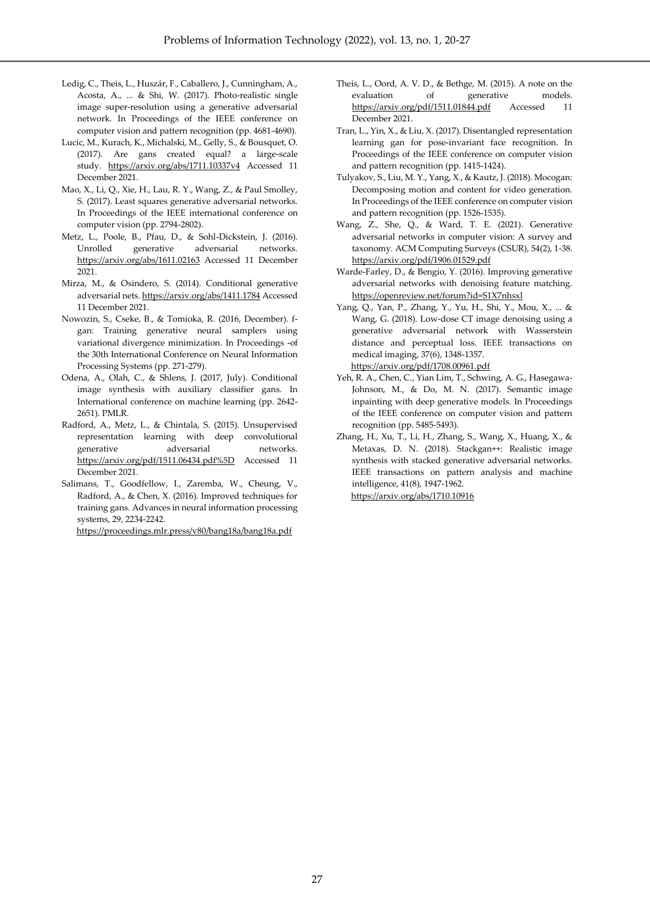Ledig, C., Theis, L., Huszár, F., Caballero, J., Cunningham, A., Acosta, A., ... & Shi, W. (2017). Photo-realistic single image super-resolution using a generative adversarial network. In Proceedings of the IEEE conference on computer vision and pattern recognition (pp. 4681-4690).

Lucic, M., Kurach, K., Michalski, M., Gelly, S., & Bousquet, O. (2017). Are gans created equal? a large-scale study. https://arxiv.org/abs/1711.10337v4 Accessed 11 December 2021.

Mao, X., Li, Q., Xie, H., Lau, R. Y., Wang, Z., & Paul Smolley, S. (2017). Least squares generative adversarial networks. In Proceedings of the IEEE international conference on computer vision (pp. 2794-2802).

Metz, L., Poole, B., Pfau, D., & Sohl-Dickstein, J. (2016). Unrolled generative adversarial networks. https://arxiv.org/abs/1611.02163 Accessed 11 December 2021.

Mirza, M., & Osindero, S. (2014). Conditional generative adversarial nets. https://arxiv.org/abs/1411.1784 Accessed 11 December 2021.

Nowozin, S., Cseke, B., & Tomioka, R. (2016, December). f-gan: Training generative neural samplers using variational divergence minimization. In Proceedings -of the 30th International Conference on Neural Information Processing Systems (pp. 271-279).

Odena, A., Olah, C., & Shlens, J. (2017, July). Conditional image synthesis with auxiliary classifier gans. In International conference on machine learning (pp. 2642-2651). PMLR.

Radford, A., Metz, L., & Chintala, S. (2015). Unsupervised representation learning with deep convolutional generative adversarial networks. https://arxiv.org/pdf/1511.06434.pdf%5D Accessed 11 December 2021.

Salimans, T., Goodfellow, I., Zaremba, W., Cheung, V., Radford, A., & Chen, X. (2016). Improved techniques for training gans. Advances in neural information processing systems, 29, 2234-2242. https://proceedings.mlr.press/v80/bang18a/bang18a.pdf

Theis, L., Oord, A. V. D., & Bethge, M. (2015). A note on the evaluation of generative models. https://arxiv.org/pdf/1511.01844.pdf Accessed 11 December 2021.

Tran, L., Yin, X., & Liu, X. (2017). Disentangled representation learning gan for pose-invariant face recognition. In Proceedings of the IEEE conference on computer vision and pattern recognition (pp. 1415-1424).

Tulyakov, S., Liu, M. Y., Yang, X., & Kautz, J. (2018). Mocogan: Decomposing motion and content for video generation. In Proceedings of the IEEE conference on computer vision and pattern recognition (pp. 1526-1535).

Wang, Z., She, Q., & Ward, T. E. (2021). Generative adversarial networks in computer vision: A survey and taxonomy. ACM Computing Surveys (CSUR), 54(2), 1-38. https://arxiv.org/pdf/1906.01529.pdf

Warde-Farley, D., & Bengio, Y. (2016). Improving generative adversarial networks with denoising feature matching. https://openreview.net/forum?id=S1X7nhsxl

Yang, Q., Yan, P., Zhang, Y., Yu, H., Shi, Y., Mou, X., ... & Wang, G. (2018). Low-dose CT image denoising using a generative adversarial network with Wasserstein distance and perceptual loss. IEEE transactions on medical imaging, 37(6), 1348-1357. https://arxiv.org/pdf/1708.00961.pdf

Yeh, R. A., Chen, C., Yian Lim, T., Schwing, A. G., Hasegawa-Johnson, M., & Do, M. N. (2017). Semantic image inpainting with deep generative models. In Proceedings of the IEEE conference on computer vision and pattern recognition (pp. 5485-5493).

Zhang, H., Xu, T., Li, H., Zhang, S., Wang, X., Huang, X., & Metaxas, D. N. (2018). Stackgan++: Realistic image synthesis with stacked generative adversarial networks. IEEE transactions on pattern analysis and machine intelligence, 41(8), 1947-1962. https://arxiv.org/abs/1710.10916